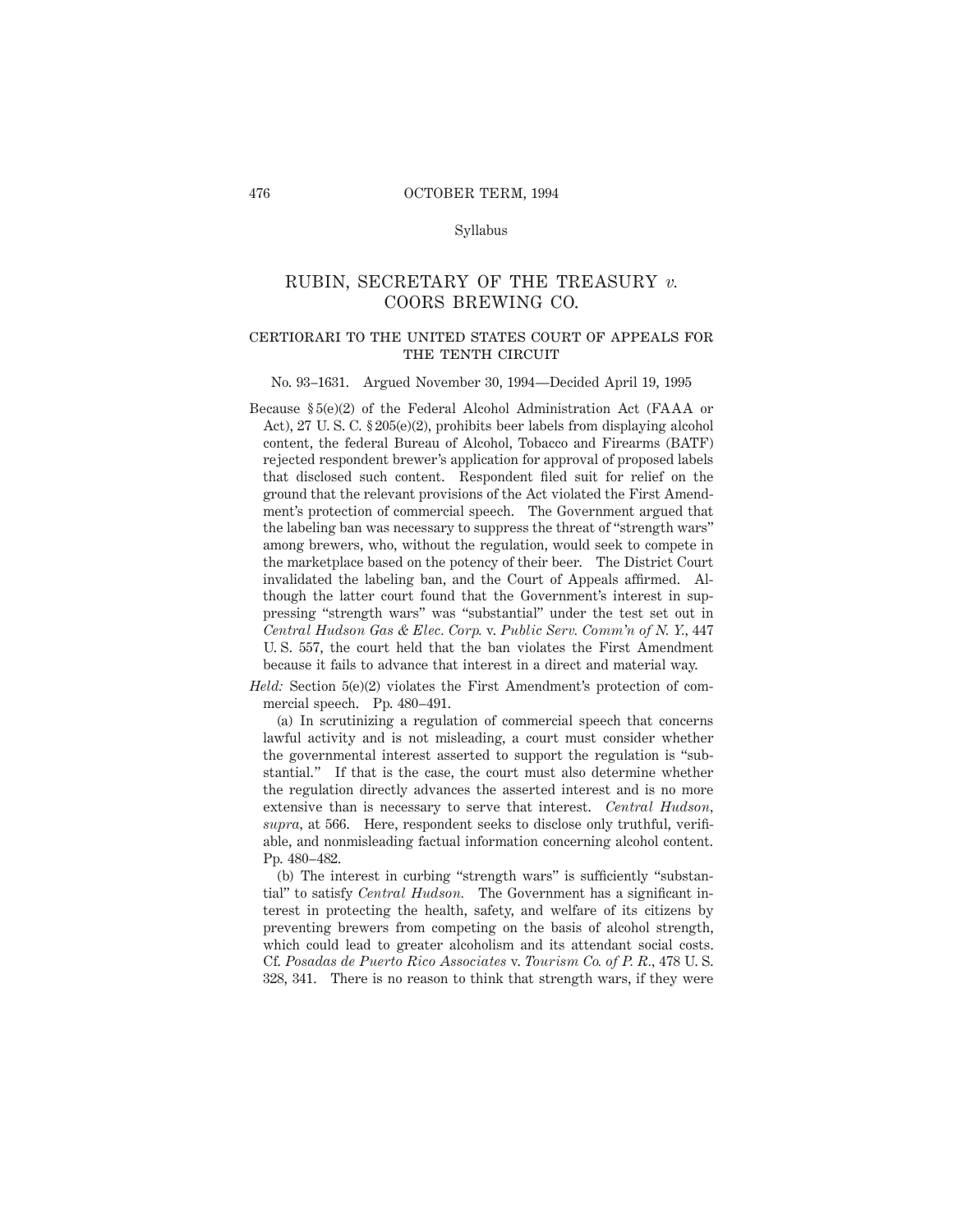Syllabus

# RUBIN, SECRETARY OF THE TREASURY *v.* COORS BREWING CO.

## CERTIORARI TO THE UNITED STATES COURT OF APPEALS FOR THE TENTH CIRCUIT

No. 93–1631. Argued November 30, 1994—Decided April 19, 1995

Because § 5(e)(2) of the Federal Alcohol Administration Act (FAAA or Act), 27 U. S. C. § 205(e)(2), prohibits beer labels from displaying alcohol content, the federal Bureau of Alcohol, Tobacco and Firearms (BATF) rejected respondent brewer's application for approval of proposed labels that disclosed such content. Respondent filed suit for relief on the ground that the relevant provisions of the Act violated the First Amendment's protection of commercial speech. The Government argued that the labeling ban was necessary to suppress the threat of "strength wars" among brewers, who, without the regulation, would seek to compete in the marketplace based on the potency of their beer. The District Court invalidated the labeling ban, and the Court of Appeals affirmed. Although the latter court found that the Government's interest in suppressing "strength wars" was "substantial" under the test set out in *Central Hudson Gas & Elec. Corp.* v. *Public Serv. Comm'n of N. Y.*, 447 U. S. 557, the court held that the ban violates the First Amendment because it fails to advance that interest in a direct and material way.

*Held:* Section 5(e)(2) violates the First Amendment's protection of commercial speech. Pp. 480–491.

(a) In scrutinizing a regulation of commercial speech that concerns lawful activity and is not misleading, a court must consider whether the governmental interest asserted to support the regulation is "substantial." If that is the case, the court must also determine whether the regulation directly advances the asserted interest and is no more extensive than is necessary to serve that interest. *Central Hudson*, *supra*, at 566. Here, respondent seeks to disclose only truthful, verifiable, and nonmisleading factual information concerning alcohol content. Pp. 480–482.

(b) The interest in curbing "strength wars" is sufficiently "substantial" to satisfy *Central Hudson.* The Government has a significant interest in protecting the health, safety, and welfare of its citizens by preventing brewers from competing on the basis of alcohol strength, which could lead to greater alcoholism and its attendant social costs. Cf. *Posadas de Puerto Rico Associates* v. *Tourism Co. of P. R.*, 478 U. S. 328, 341. There is no reason to think that strength wars, if they were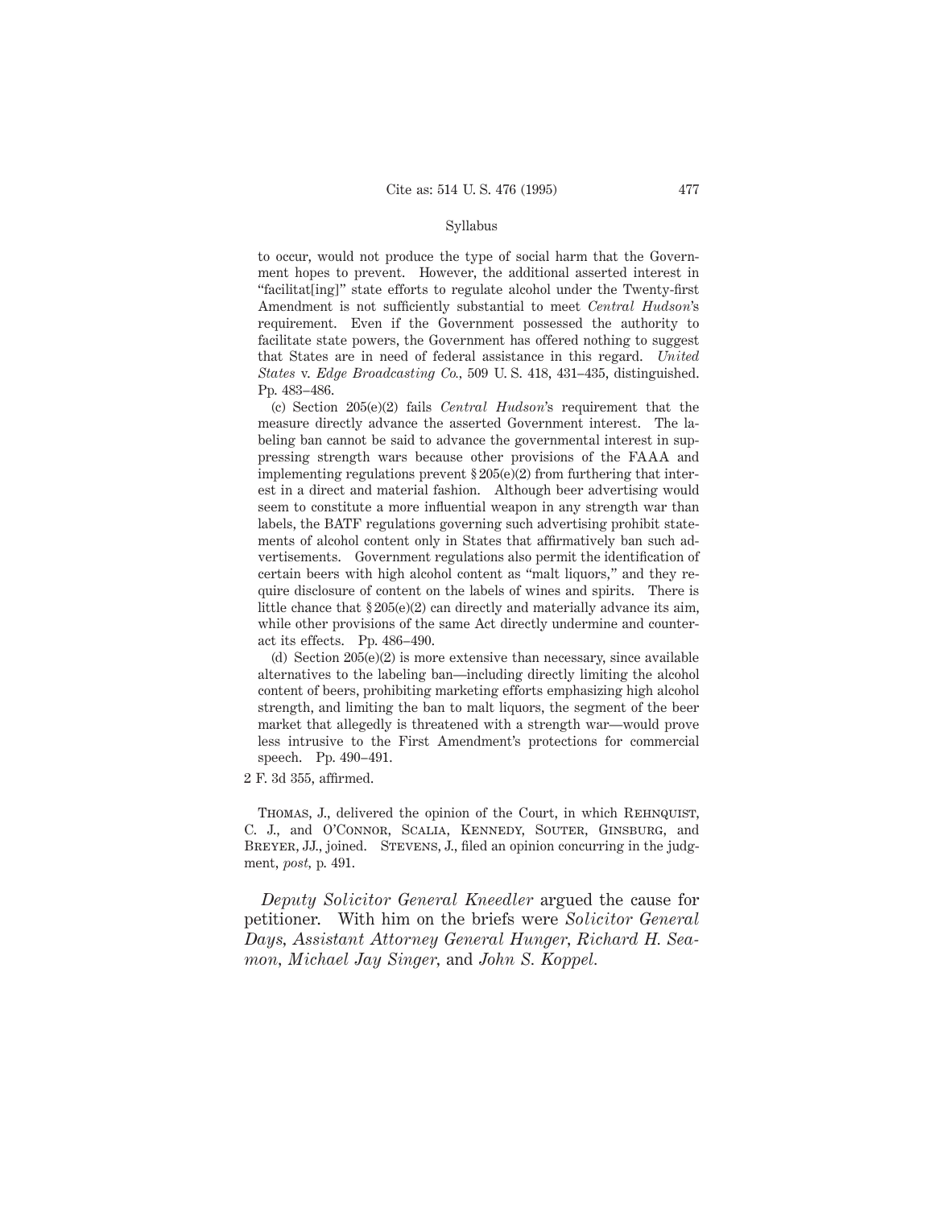Syllabus

to occur, would not produce the type of social harm that the Government hopes to prevent. However, the additional asserted interest in "facilitat[ing]" state efforts to regulate alcohol under the Twenty-first Amendment is not sufficiently substantial to meet *Central Hudson*'s requirement. Even if the Government possessed the authority to facilitate state powers, the Government has offered nothing to suggest that States are in need of federal assistance in this regard. *United States* v. *Edge Broadcasting Co.*, 509 U. S. 418, 431–435, distinguished. Pp. 483–486.

(c) Section 205(e)(2) fails *Central Hudson*'s requirement that the measure directly advance the asserted Government interest. The labeling ban cannot be said to advance the governmental interest in suppressing strength wars because other provisions of the FAAA and implementing regulations prevent § 205(e)(2) from furthering that interest in a direct and material fashion. Although beer advertising would seem to constitute a more influential weapon in any strength war than labels, the BATF regulations governing such advertising prohibit statements of alcohol content only in States that affirmatively ban such advertisements. Government regulations also permit the identification of certain beers with high alcohol content as "malt liquors," and they require disclosure of content on the labels of wines and spirits. There is little chance that § 205(e)(2) can directly and materially advance its aim, while other provisions of the same Act directly undermine and counteract its effects. Pp. 486–490.

(d) Section 205(e)(2) is more extensive than necessary, since available alternatives to the labeling ban—including directly limiting the alcohol content of beers, prohibiting marketing efforts emphasizing high alcohol strength, and limiting the ban to malt liquors, the segment of the beer market that allegedly is threatened with a strength war—would prove less intrusive to the First Amendment's protections for commercial speech. Pp. 490–491.

2 F. 3d 355, affirmed.

Thomas, J., delivered the opinion of the Court, in which Rehnquist, C. J., and O'Connor, Scalia, Kennedy, Souter, Ginsburg, and Breyer, JJ., joined. Stevens, J., filed an opinion concurring in the judgment, *post*, p. 491.

*Deputy Solicitor General Kneedler* argued the cause for petitioner. With him on the briefs were *Solicitor General Days*, *Assistant Attorney General Hunger*, *Richard H. Seamon*, *Michael Jay Singer*, and *John S. Koppel*.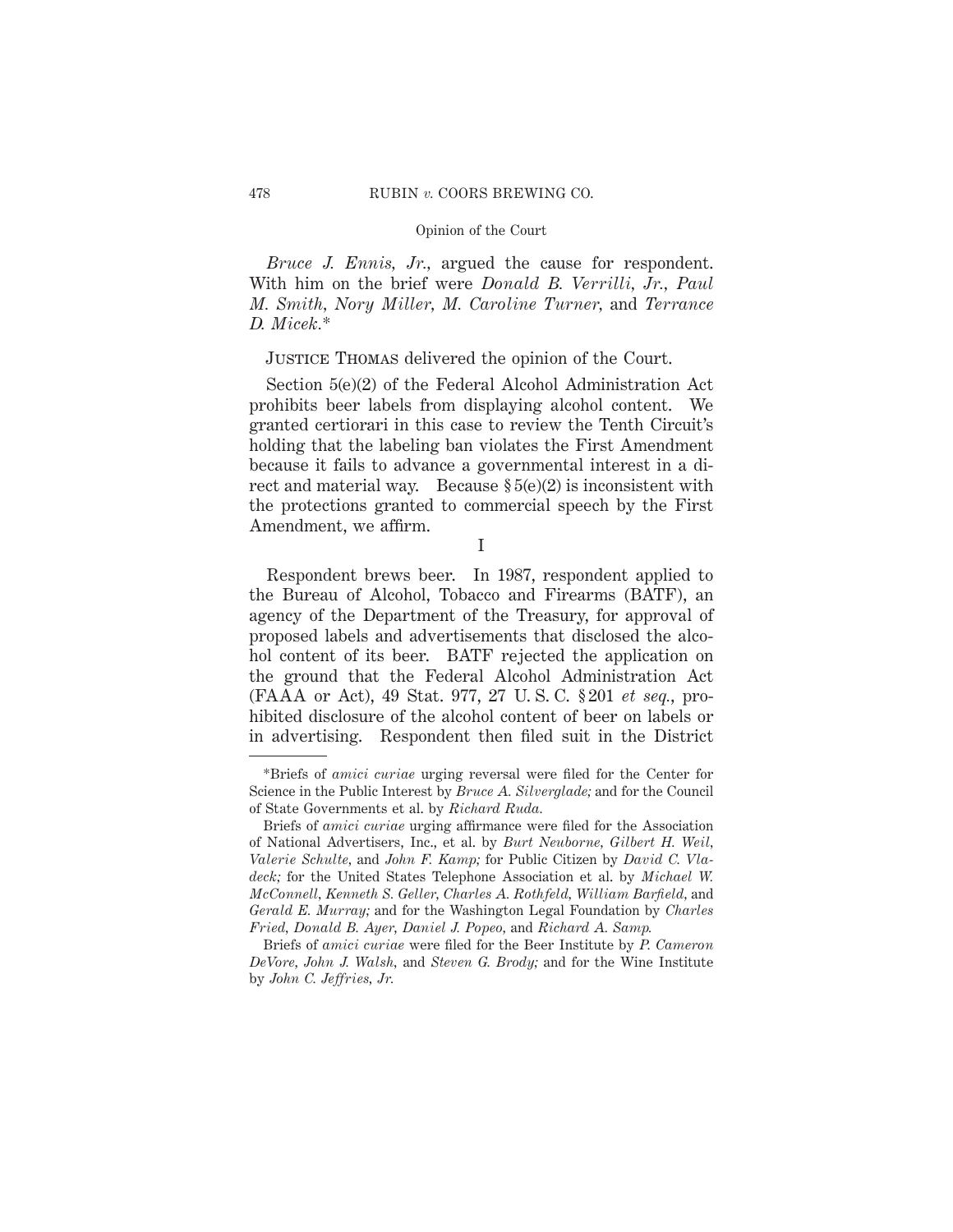*Bruce J. Ennis, Jr.,* argued the cause for respondent. With him on the brief were *Donald B. Verrilli, Jr., Paul M. Smith, Nory Miller, M. Caroline Turner,* and *Terrance D. Micek.*\*

Justice Thomas delivered the opinion of the Court.

Section 5(e)(2) of the Federal Alcohol Administration Act prohibits beer labels from displaying alcohol content. We granted certiorari in this case to review the Tenth Circuit's holding that the labeling ban violates the First Amendment because it fails to advance a governmental interest in a direct and material way. Because § 5(e)(2) is inconsistent with the protections granted to commercial speech by the First Amendment, we affirm.

I

Respondent brews beer. In 1987, respondent applied to the Bureau of Alcohol, Tobacco and Firearms (BATF), an agency of the Department of the Treasury, for approval of proposed labels and advertisements that disclosed the alcohol content of its beer. BATF rejected the application on the ground that the Federal Alcohol Administration Act (FAAA or Act), 49 Stat. 977, 27 U. S. C. § 201 *et seq.*, prohibited disclosure of the alcohol content of beer on labels or in advertising. Respondent then filed suit in the District

---

\*Briefs of *amici curiae* urging reversal were filed for the Center for Science in the Public Interest by *Bruce A. Silverglade;* and for the Council of State Governments et al. by *Richard Ruda.*

Briefs of *amici curiae* urging affirmance were filed for the Association of National Advertisers, Inc., et al. by *Burt Neuborne, Gilbert H. Weil, Valerie Schulte,* and *John F. Kamp;* for Public Citizen by *David C. Vladeck;* for the United States Telephone Association et al. by *Michael W. McConnell, Kenneth S. Geller, Charles A. Rothfeld, William Barfield,* and *Gerald E. Murray;* and for the Washington Legal Foundation by *Charles Fried, Donald B. Ayer, Daniel J. Popeo,* and *Richard A. Samp.*

Briefs of *amici curiae* were filed for the Beer Institute by *P. Cameron DeVore, John J. Walsh,* and *Steven G. Brody;* and for the Wine Institute by *John C. Jeffries, Jr.*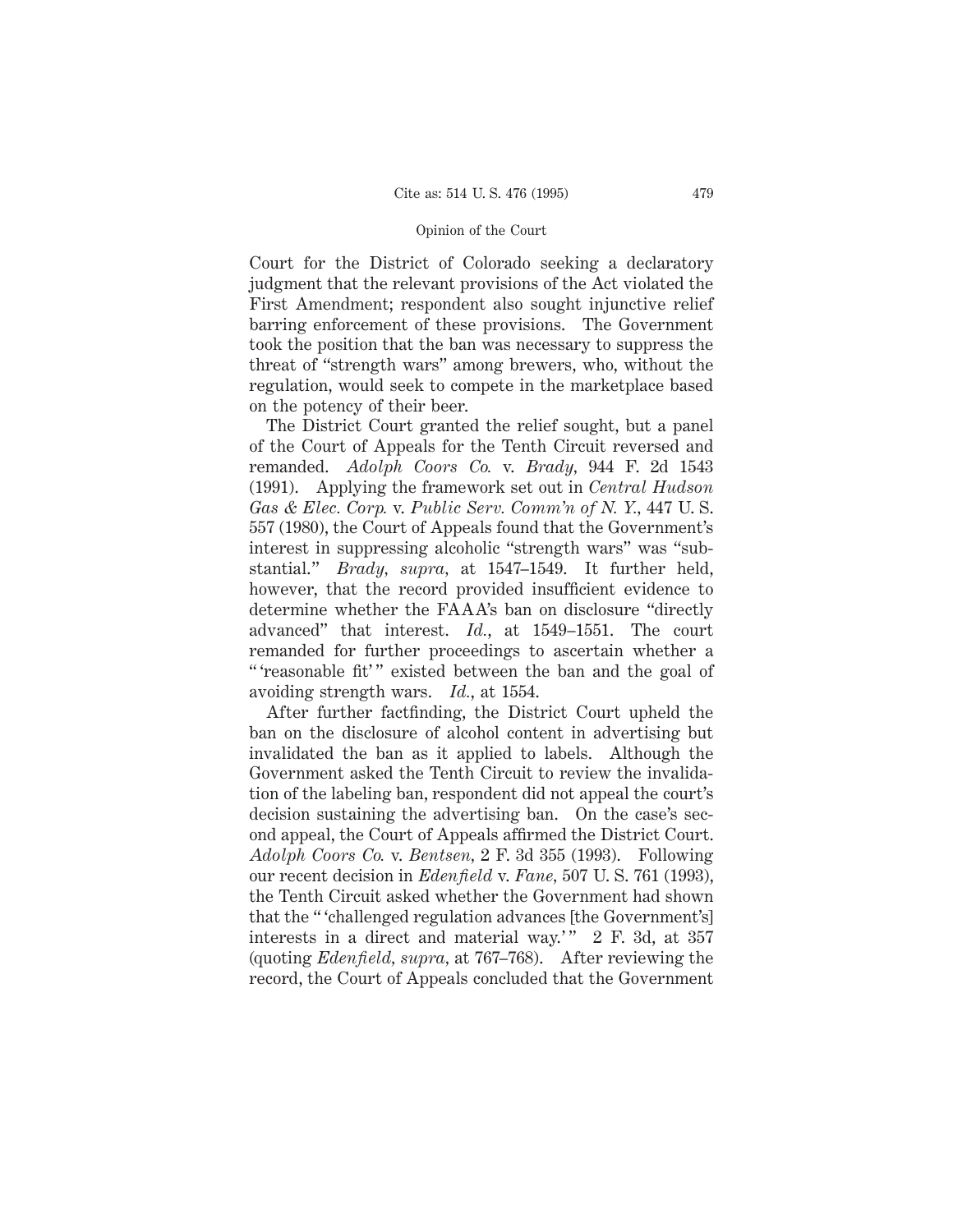Court for the District of Colorado seeking a declaratory judgment that the relevant provisions of the Act violated the First Amendment; respondent also sought injunctive relief barring enforcement of these provisions. The Government took the position that the ban was necessary to suppress the threat of "strength wars" among brewers, who, without the regulation, would seek to compete in the marketplace based on the potency of their beer.

The District Court granted the relief sought, but a panel of the Court of Appeals for the Tenth Circuit reversed and remanded. *Adolph Coors Co.* v. *Brady*, 944 F. 2d 1543 (1991). Applying the framework set out in *Central Hudson Gas & Elec. Corp.* v. *Public Serv. Comm'n of N. Y.*, 447 U. S. 557 (1980), the Court of Appeals found that the Government's interest in suppressing alcoholic "strength wars" was "substantial." *Brady, supra*, at 1547–1549. It further held, however, that the record provided insufficient evidence to determine whether the FAAA's ban on disclosure "directly advanced" that interest. *Id.*, at 1549–1551. The court remanded for further proceedings to ascertain whether a "'reasonable fit'" existed between the ban and the goal of avoiding strength wars. *Id.*, at 1554.

After further factfinding, the District Court upheld the ban on the disclosure of alcohol content in advertising but invalidated the ban as it applied to labels. Although the Government asked the Tenth Circuit to review the invalidation of the labeling ban, respondent did not appeal the court's decision sustaining the advertising ban. On the case's second appeal, the Court of Appeals affirmed the District Court. *Adolph Coors Co.* v. *Bentsen*, 2 F. 3d 355 (1993). Following our recent decision in *Edenfield* v. *Fane*, 507 U. S. 761 (1993), the Tenth Circuit asked whether the Government had shown that the "'challenged regulation advances [the Government's] interests in a direct and material way.'" 2 F. 3d, at 357 (quoting *Edenfield, supra*, at 767–768). After reviewing the record, the Court of Appeals concluded that the Government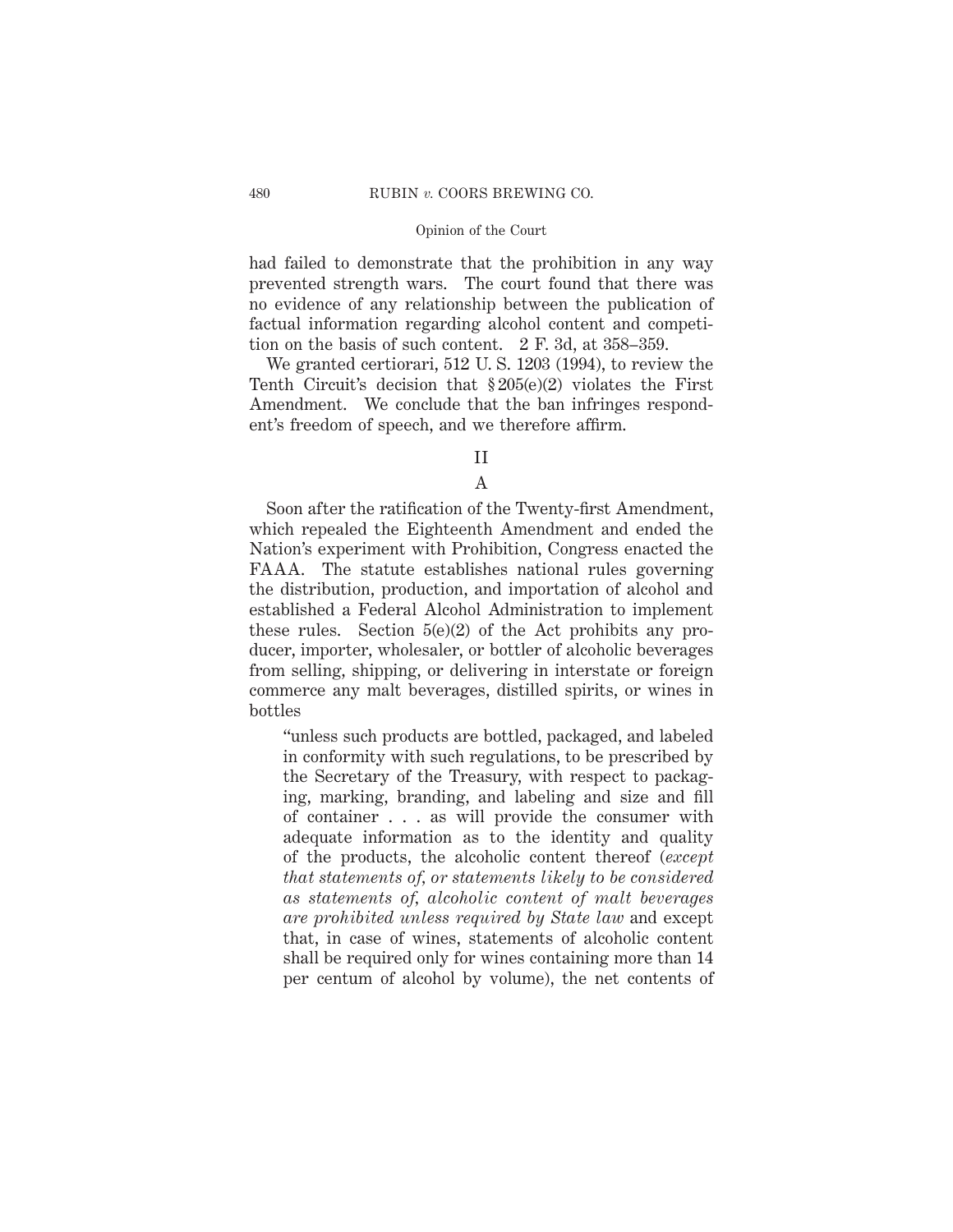had failed to demonstrate that the prohibition in any way prevented strength wars. The court found that there was no evidence of any relationship between the publication of factual information regarding alcohol content and competition on the basis of such content. 2 F. 3d, at 358–359.

We granted certiorari, 512 U. S. 1203 (1994), to review the Tenth Circuit's decision that § 205(e)(2) violates the First Amendment. We conclude that the ban infringes respondent's freedom of speech, and we therefore affirm.

## II

### A

Soon after the ratification of the Twenty-first Amendment, which repealed the Eighteenth Amendment and ended the Nation's experiment with Prohibition, Congress enacted the FAAA. The statute establishes national rules governing the distribution, production, and importation of alcohol and established a Federal Alcohol Administration to implement these rules. Section 5(e)(2) of the Act prohibits any producer, importer, wholesaler, or bottler of alcoholic beverages from selling, shipping, or delivering in interstate or foreign commerce any malt beverages, distilled spirits, or wines in bottles

> "unless such products are bottled, packaged, and labeled in conformity with such regulations, to be prescribed by the Secretary of the Treasury, with respect to packaging, marking, branding, and labeling and size and fill of container . . . as will provide the consumer with adequate information as to the identity and quality of the products, the alcoholic content thereof (*except that statements of, or statements likely to be considered as statements of, alcoholic content of malt beverages are prohibited unless required by State law* and except that, in case of wines, statements of alcoholic content shall be required only for wines containing more than 14 per centum of alcohol by volume), the net contents of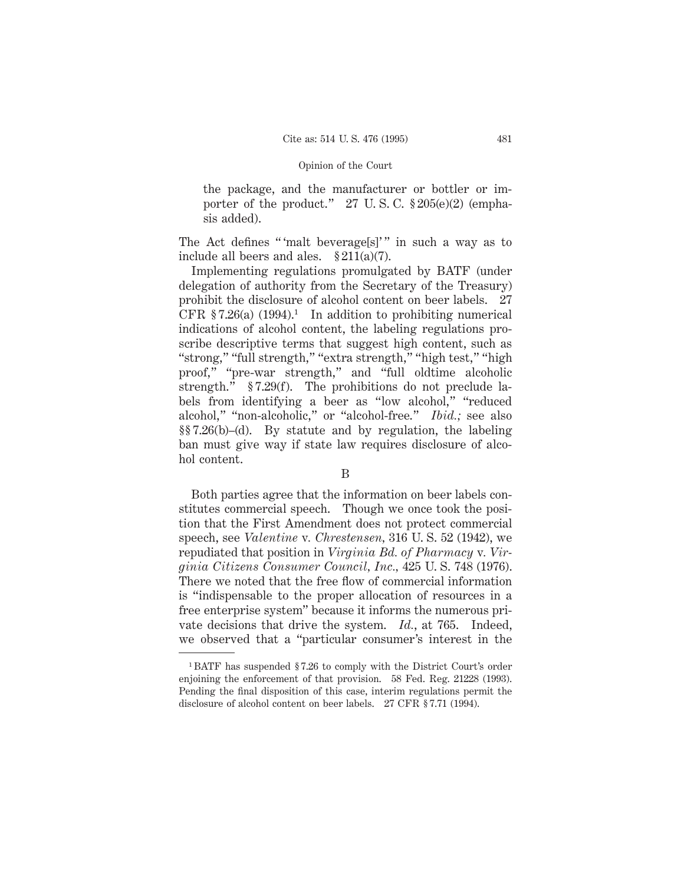the package, and the manufacturer or bottler or importer of the product." 27 U. S. C. § 205(e)(2) (emphasis added).

The Act defines "'malt beverage[s]'" in such a way as to include all beers and ales. § 211(a)(7).

Implementing regulations promulgated by BATF (under delegation of authority from the Secretary of the Treasury) prohibit the disclosure of alcohol content on beer labels. 27 CFR § 7.26(a) (1994).[1] In addition to prohibiting numerical indications of alcohol content, the labeling regulations proscribe descriptive terms that suggest high content, such as "strong," "full strength," "extra strength," "high test," "high proof," "pre-war strength," and "full oldtime alcoholic strength." § 7.29(f). The prohibitions do not preclude labels from identifying a beer as "low alcohol," "reduced alcohol," "non-alcoholic," or "alcohol-free." *Ibid.;* see also §§ 7.26(b)–(d). By statute and by regulation, the labeling ban must give way if state law requires disclosure of alcohol content.

B

Both parties agree that the information on beer labels constitutes commercial speech. Though we once took the position that the First Amendment does not protect commercial speech, see *Valentine* v. *Chrestensen,* 316 U. S. 52 (1942), we repudiated that position in *Virginia Bd. of Pharmacy* v. *Virginia Citizens Consumer Council, Inc.,* 425 U. S. 748 (1976). There we noted that the free flow of commercial information is "indispensable to the proper allocation of resources in a free enterprise system" because it informs the numerous private decisions that drive the system. *Id.,* at 765. Indeed, we observed that a "particular consumer's interest in the

[1] BATF has suspended § 7.26 to comply with the District Court's order enjoining the enforcement of that provision. 58 Fed. Reg. 21228 (1993). Pending the final disposition of this case, interim regulations permit the disclosure of alcohol content on beer labels. 27 CFR § 7.71 (1994).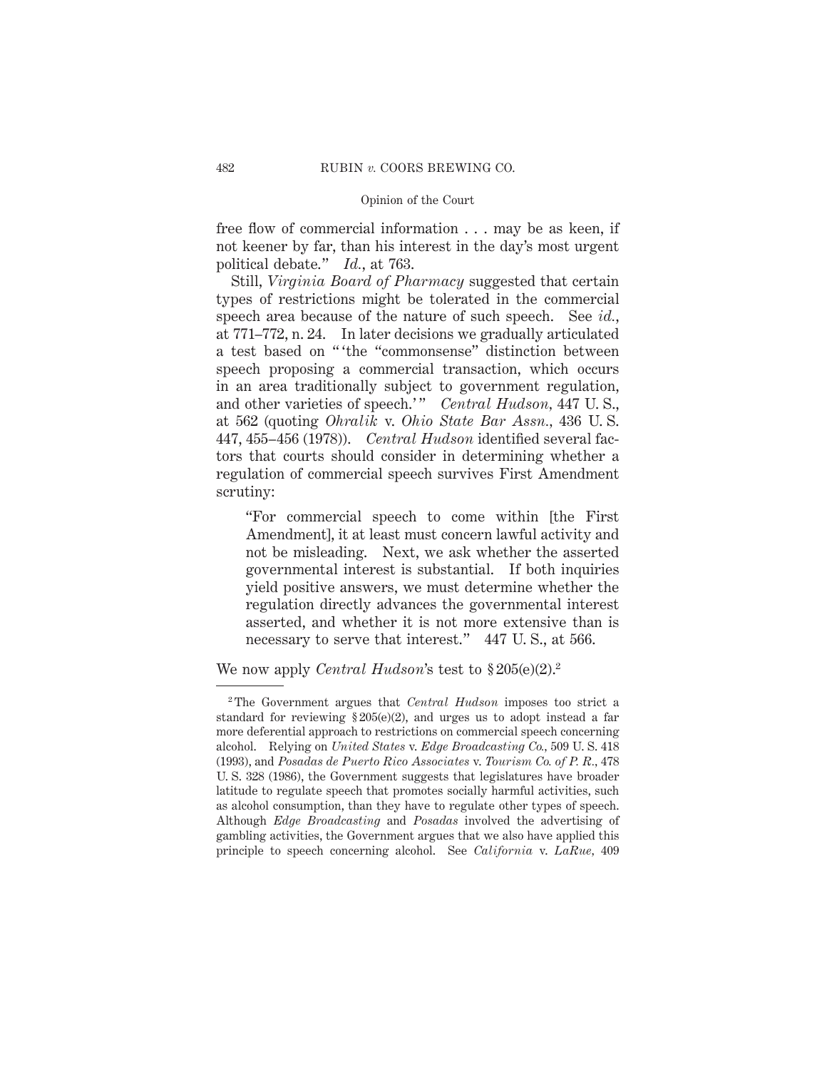free flow of commercial information . . . may be as keen, if not keener by far, than his interest in the day's most urgent political debate." *Id.*, at 763.

Still, *Virginia Board of Pharmacy* suggested that certain types of restrictions might be tolerated in the commercial speech area because of the nature of such speech. See *id.*, at 771–772, n. 24. In later decisions we gradually articulated a test based on "'the "commonsense" distinction between speech proposing a commercial transaction, which occurs in an area traditionally subject to government regulation, and other varieties of speech.'" *Central Hudson*, 447 U. S., at 562 (quoting *Ohralik* v. *Ohio State Bar Assn.*, 436 U. S. 447, 455–456 (1978)). *Central Hudson* identified several factors that courts should consider in determining whether a regulation of commercial speech survives First Amendment scrutiny:

> "For commercial speech to come within [the First Amendment], it at least must concern lawful activity and not be misleading. Next, we ask whether the asserted governmental interest is substantial. If both inquiries yield positive answers, we must determine whether the regulation directly advances the governmental interest asserted, and whether it is not more extensive than is necessary to serve that interest." 447 U. S., at 566.

We now apply *Central Hudson*'s test to § 205(e)(2).[2]

---

[2] The Government argues that *Central Hudson* imposes too strict a standard for reviewing § 205(e)(2), and urges us to adopt instead a far more deferential approach to restrictions on commercial speech concerning alcohol. Relying on *United States* v. *Edge Broadcasting Co.*, 509 U. S. 418 (1993), and *Posadas de Puerto Rico Associates* v. *Tourism Co. of P. R.*, 478 U. S. 328 (1986), the Government suggests that legislatures have broader latitude to regulate speech that promotes socially harmful activities, such as alcohol consumption, than they have to regulate other types of speech. Although *Edge Broadcasting* and *Posadas* involved the advertising of gambling activities, the Government argues that we also have applied this principle to speech concerning alcohol. See *California* v. *LaRue*, 409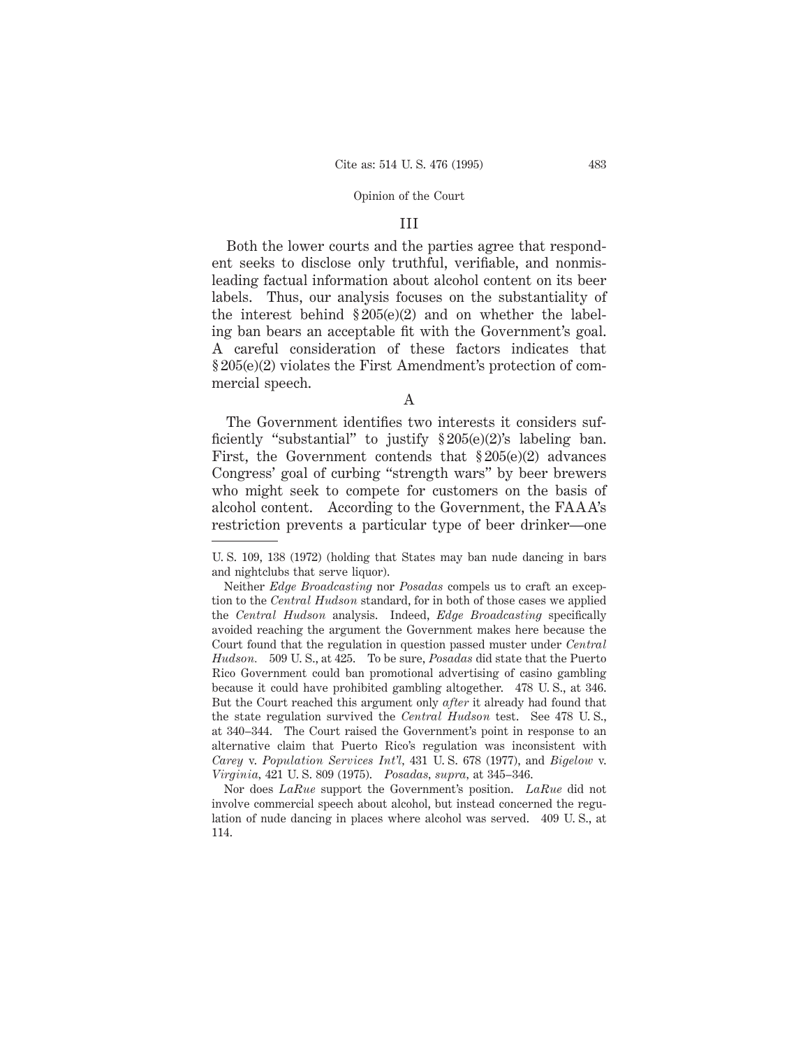## III

Both the lower courts and the parties agree that respondent seeks to disclose only truthful, verifiable, and nonmisleading factual information about alcohol content on its beer labels. Thus, our analysis focuses on the substantiality of the interest behind § 205(e)(2) and on whether the labeling ban bears an acceptable fit with the Government's goal. A careful consideration of these factors indicates that § 205(e)(2) violates the First Amendment's protection of commercial speech.

### A

The Government identifies two interests it considers sufficiently "substantial" to justify § 205(e)(2)'s labeling ban. First, the Government contends that § 205(e)(2) advances Congress' goal of curbing "strength wars" by beer brewers who might seek to compete for customers on the basis of alcohol content. According to the Government, the FAAA's restriction prevents a particular type of beer drinker—one

---

U. S. 109, 138 (1972) (holding that States may ban nude dancing in bars and nightclubs that serve liquor).

Neither *Edge Broadcasting* nor *Posadas* compels us to craft an exception to the *Central Hudson* standard, for in both of those cases we applied the *Central Hudson* analysis. Indeed, *Edge Broadcasting* specifically avoided reaching the argument the Government makes here because the Court found that the regulation in question passed muster under *Central Hudson.* 509 U. S., at 425. To be sure, *Posadas* did state that the Puerto Rico Government could ban promotional advertising of casino gambling because it could have prohibited gambling altogether. 478 U. S., at 346. But the Court reached this argument only *after* it already had found that the state regulation survived the *Central Hudson* test. See 478 U. S., at 340–344. The Court raised the Government's point in response to an alternative claim that Puerto Rico's regulation was inconsistent with *Carey* v. *Population Services Int'l*, 431 U. S. 678 (1977), and *Bigelow* v. *Virginia*, 421 U. S. 809 (1975). *Posadas, supra,* at 345–346.

Nor does *LaRue* support the Government's position. *LaRue* did not involve commercial speech about alcohol, but instead concerned the regulation of nude dancing in places where alcohol was served. 409 U. S., at 114.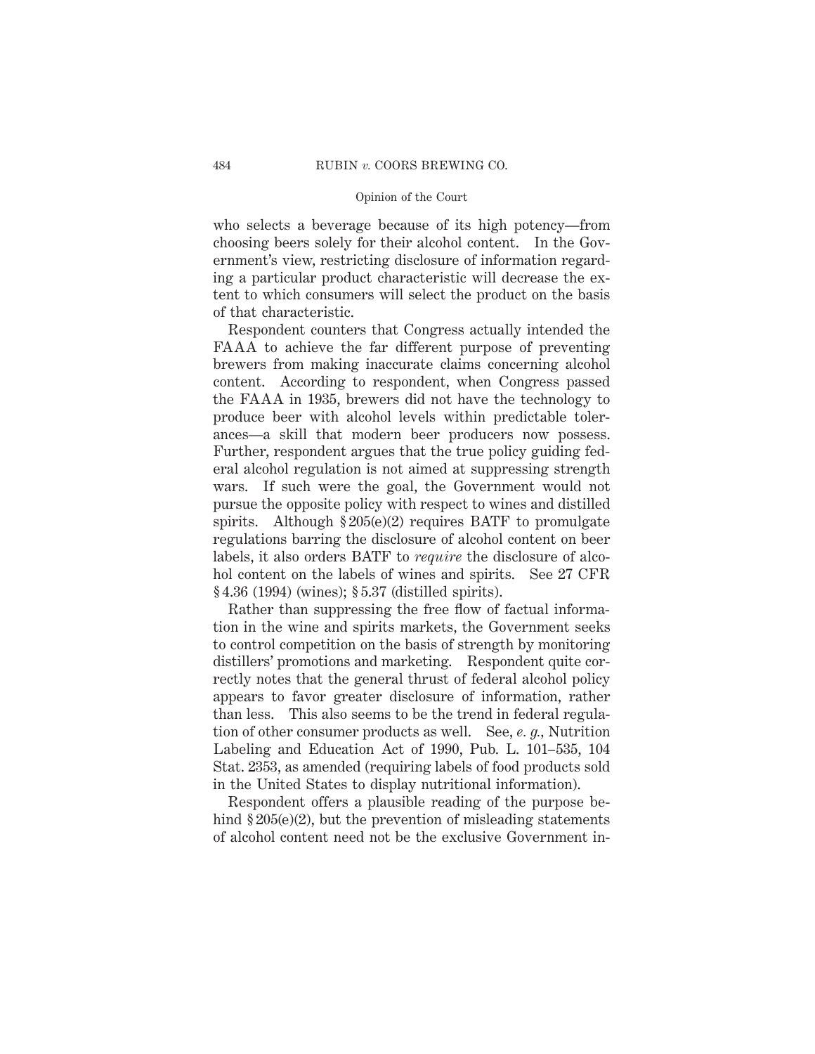who selects a beverage because of its high potency—from choosing beers solely for their alcohol content. In the Government's view, restricting disclosure of information regarding a particular product characteristic will decrease the extent to which consumers will select the product on the basis of that characteristic.

Respondent counters that Congress actually intended the FAAA to achieve the far different purpose of preventing brewers from making inaccurate claims concerning alcohol content. According to respondent, when Congress passed the FAAA in 1935, brewers did not have the technology to produce beer with alcohol levels within predictable tolerances—a skill that modern beer producers now possess. Further, respondent argues that the true policy guiding federal alcohol regulation is not aimed at suppressing strength wars. If such were the goal, the Government would not pursue the opposite policy with respect to wines and distilled spirits. Although § 205(e)(2) requires BATF to promulgate regulations barring the disclosure of alcohol content on beer labels, it also orders BATF to *require* the disclosure of alcohol content on the labels of wines and spirits. See 27 CFR § 4.36 (1994) (wines); § 5.37 (distilled spirits).

Rather than suppressing the free flow of factual information in the wine and spirits markets, the Government seeks to control competition on the basis of strength by monitoring distillers' promotions and marketing. Respondent quite correctly notes that the general thrust of federal alcohol policy appears to favor greater disclosure of information, rather than less. This also seems to be the trend in federal regulation of other consumer products as well. See, *e. g.*, Nutrition Labeling and Education Act of 1990, Pub. L. 101–535, 104 Stat. 2353, as amended (requiring labels of food products sold in the United States to display nutritional information).

Respondent offers a plausible reading of the purpose behind § 205(e)(2), but the prevention of misleading statements of alcohol content need not be the exclusive Government in-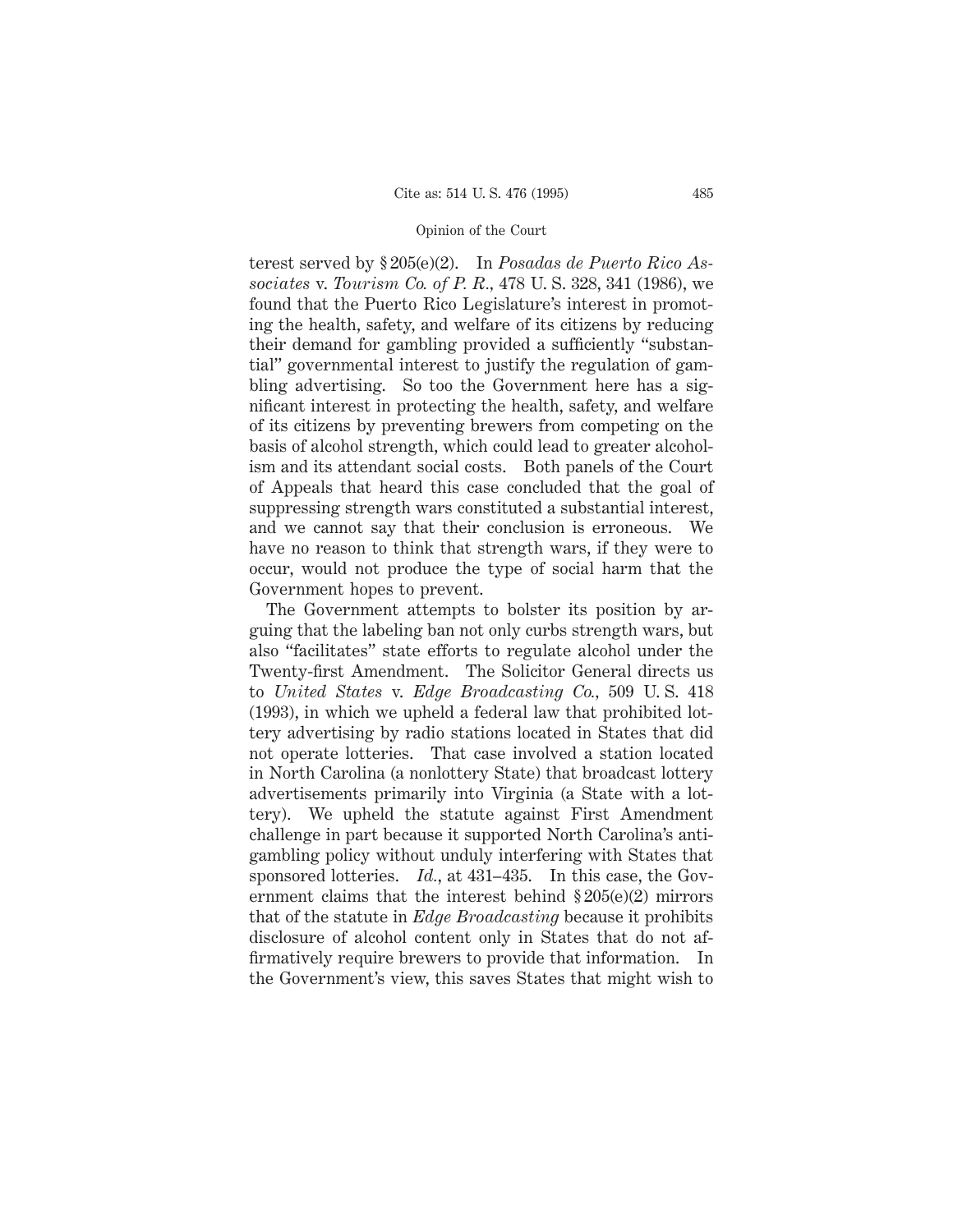terest served by § 205(e)(2). In *Posadas de Puerto Rico Associates* v. *Tourism Co. of P. R.,* 478 U. S. 328, 341 (1986), we found that the Puerto Rico Legislature's interest in promoting the health, safety, and welfare of its citizens by reducing their demand for gambling provided a sufficiently "substantial" governmental interest to justify the regulation of gambling advertising. So too the Government here has a significant interest in protecting the health, safety, and welfare of its citizens by preventing brewers from competing on the basis of alcohol strength, which could lead to greater alcoholism and its attendant social costs. Both panels of the Court of Appeals that heard this case concluded that the goal of suppressing strength wars constituted a substantial interest, and we cannot say that their conclusion is erroneous. We have no reason to think that strength wars, if they were to occur, would not produce the type of social harm that the Government hopes to prevent.

The Government attempts to bolster its position by arguing that the labeling ban not only curbs strength wars, but also "facilitates" state efforts to regulate alcohol under the Twenty-first Amendment. The Solicitor General directs us to *United States* v. *Edge Broadcasting Co.,* 509 U. S. 418 (1993), in which we upheld a federal law that prohibited lottery advertising by radio stations located in States that did not operate lotteries. That case involved a station located in North Carolina (a nonlottery State) that broadcast lottery advertisements primarily into Virginia (a State with a lottery). We upheld the statute against First Amendment challenge in part because it supported North Carolina's antigambling policy without unduly interfering with States that sponsored lotteries. *Id.,* at 431–435. In this case, the Government claims that the interest behind § 205(e)(2) mirrors that of the statute in *Edge Broadcasting* because it prohibits disclosure of alcohol content only in States that do not affirmatively require brewers to provide that information. In the Government's view, this saves States that might wish to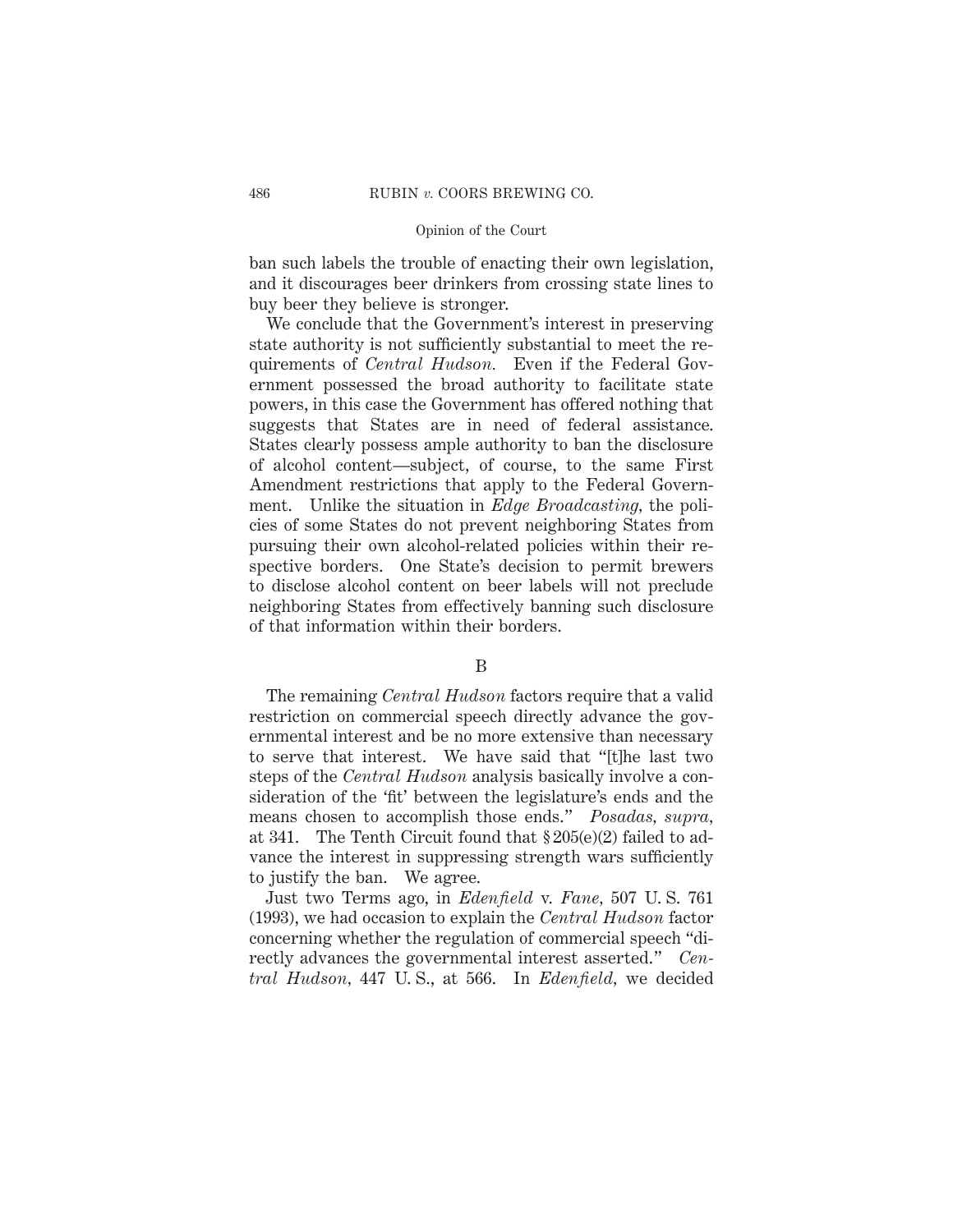ban such labels the trouble of enacting their own legislation, and it discourages beer drinkers from crossing state lines to buy beer they believe is stronger.

We conclude that the Government's interest in preserving state authority is not sufficiently substantial to meet the requirements of *Central Hudson.* Even if the Federal Government possessed the broad authority to facilitate state powers, in this case the Government has offered nothing that suggests that States are in need of federal assistance. States clearly possess ample authority to ban the disclosure of alcohol content—subject, of course, to the same First Amendment restrictions that apply to the Federal Government. Unlike the situation in *Edge Broadcasting,* the policies of some States do not prevent neighboring States from pursuing their own alcohol-related policies within their respective borders. One State's decision to permit brewers to disclose alcohol content on beer labels will not preclude neighboring States from effectively banning such disclosure of that information within their borders.

B

The remaining *Central Hudson* factors require that a valid restriction on commercial speech directly advance the governmental interest and be no more extensive than necessary to serve that interest. We have said that "[t]he last two steps of the *Central Hudson* analysis basically involve a consideration of the 'fit' between the legislature's ends and the means chosen to accomplish those ends." *Posadas, supra,* at 341. The Tenth Circuit found that § 205(e)(2) failed to advance the interest in suppressing strength wars sufficiently to justify the ban. We agree.

Just two Terms ago, in *Edenfield* v. *Fane,* 507 U. S. 761 (1993), we had occasion to explain the *Central Hudson* factor concerning whether the regulation of commercial speech "directly advances the governmental interest asserted." *Central Hudson,* 447 U. S., at 566. In *Edenfield,* we decided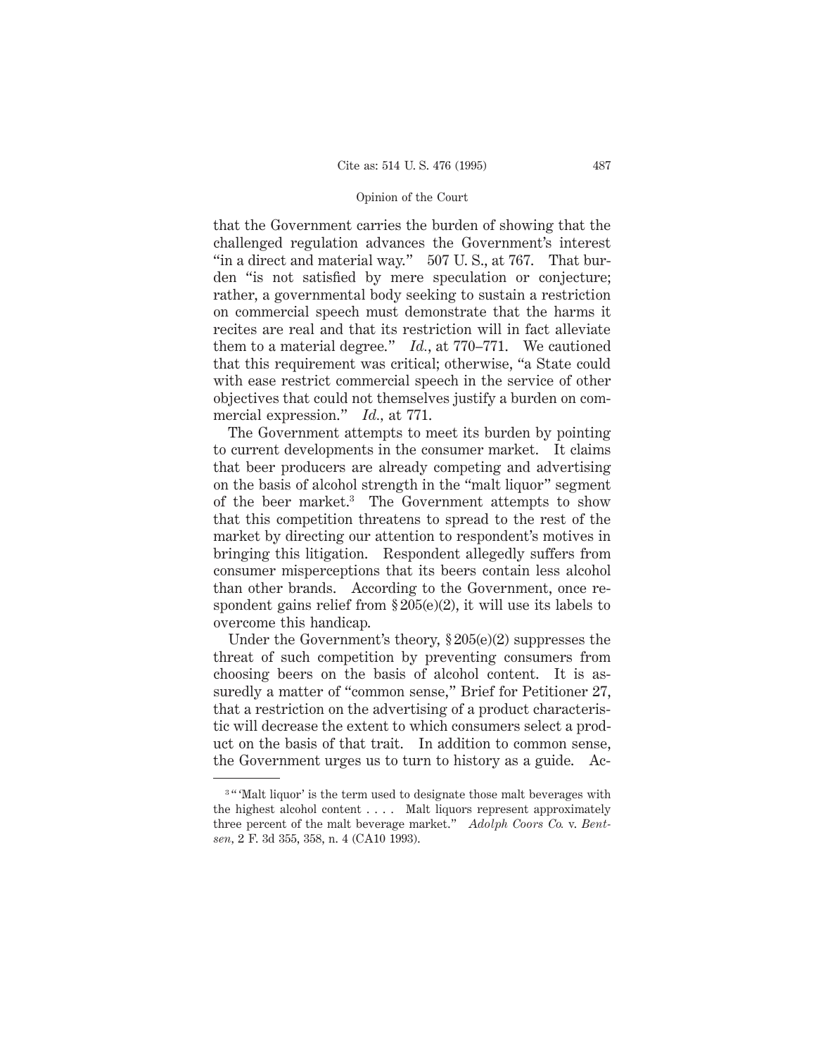that the Government carries the burden of showing that the challenged regulation advances the Government's interest "in a direct and material way." 507 U. S., at 767. That burden "is not satisfied by mere speculation or conjecture; rather, a governmental body seeking to sustain a restriction on commercial speech must demonstrate that the harms it recites are real and that its restriction will in fact alleviate them to a material degree." *Id.*, at 770–771. We cautioned that this requirement was critical; otherwise, "a State could with ease restrict commercial speech in the service of other objectives that could not themselves justify a burden on commercial expression." *Id.*, at 771.

The Government attempts to meet its burden by pointing to current developments in the consumer market. It claims that beer producers are already competing and advertising on the basis of alcohol strength in the "malt liquor" segment of the beer market.[3] The Government attempts to show that this competition threatens to spread to the rest of the market by directing our attention to respondent's motives in bringing this litigation. Respondent allegedly suffers from consumer misperceptions that its beers contain less alcohol than other brands. According to the Government, once respondent gains relief from § 205(e)(2), it will use its labels to overcome this handicap.

Under the Government's theory, § 205(e)(2) suppresses the threat of such competition by preventing consumers from choosing beers on the basis of alcohol content. It is assuredly a matter of "common sense," Brief for Petitioner 27, that a restriction on the advertising of a product characteristic will decrease the extent to which consumers select a product on the basis of that trait. In addition to common sense, the Government urges us to turn to history as a guide. Ac-

[3] "'Malt liquor' is the term used to designate those malt beverages with the highest alcohol content . . . . Malt liquors represent approximately three percent of the malt beverage market." *Adolph Coors Co.* v. *Bentsen*, 2 F. 3d 355, 358, n. 4 (CA10 1993).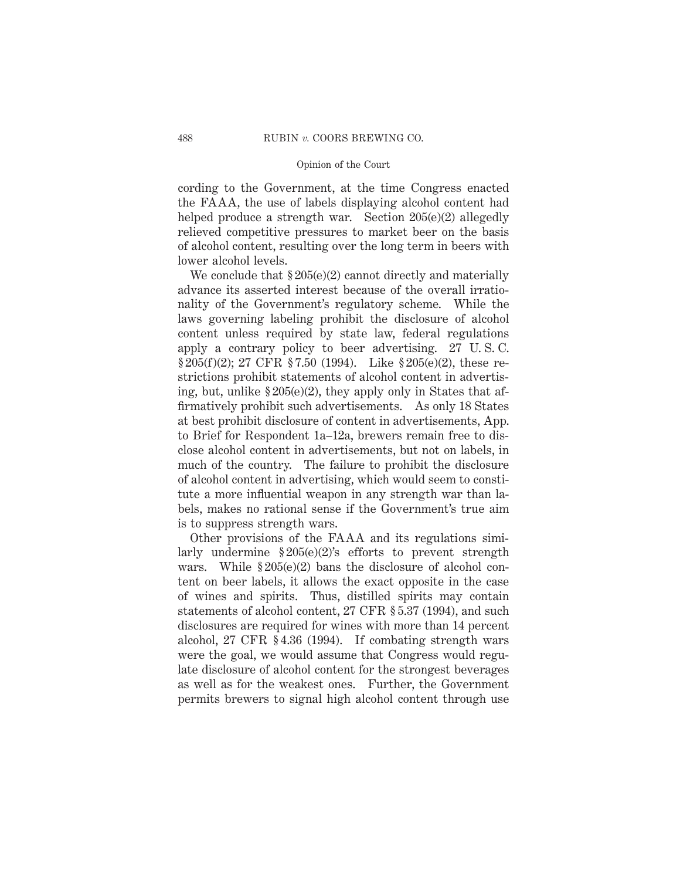cording to the Government, at the time Congress enacted the FAAA, the use of labels displaying alcohol content had helped produce a strength war. Section 205(e)(2) allegedly relieved competitive pressures to market beer on the basis of alcohol content, resulting over the long term in beers with lower alcohol levels.

We conclude that § 205(e)(2) cannot directly and materially advance its asserted interest because of the overall irrationality of the Government's regulatory scheme. While the laws governing labeling prohibit the disclosure of alcohol content unless required by state law, federal regulations apply a contrary policy to beer advertising. 27 U. S. C. § 205(f)(2); 27 CFR § 7.50 (1994). Like § 205(e)(2), these restrictions prohibit statements of alcohol content in advertising, but, unlike § 205(e)(2), they apply only in States that affirmatively prohibit such advertisements. As only 18 States at best prohibit disclosure of content in advertisements, App. to Brief for Respondent 1a–12a, brewers remain free to disclose alcohol content in advertisements, but not on labels, in much of the country. The failure to prohibit the disclosure of alcohol content in advertising, which would seem to constitute a more influential weapon in any strength war than labels, makes no rational sense if the Government's true aim is to suppress strength wars.

Other provisions of the FAAA and its regulations similarly undermine § 205(e)(2)'s efforts to prevent strength wars. While § 205(e)(2) bans the disclosure of alcohol content on beer labels, it allows the exact opposite in the case of wines and spirits. Thus, distilled spirits may contain statements of alcohol content, 27 CFR § 5.37 (1994), and such disclosures are required for wines with more than 14 percent alcohol, 27 CFR § 4.36 (1994). If combating strength wars were the goal, we would assume that Congress would regulate disclosure of alcohol content for the strongest beverages as well as for the weakest ones. Further, the Government permits brewers to signal high alcohol content through use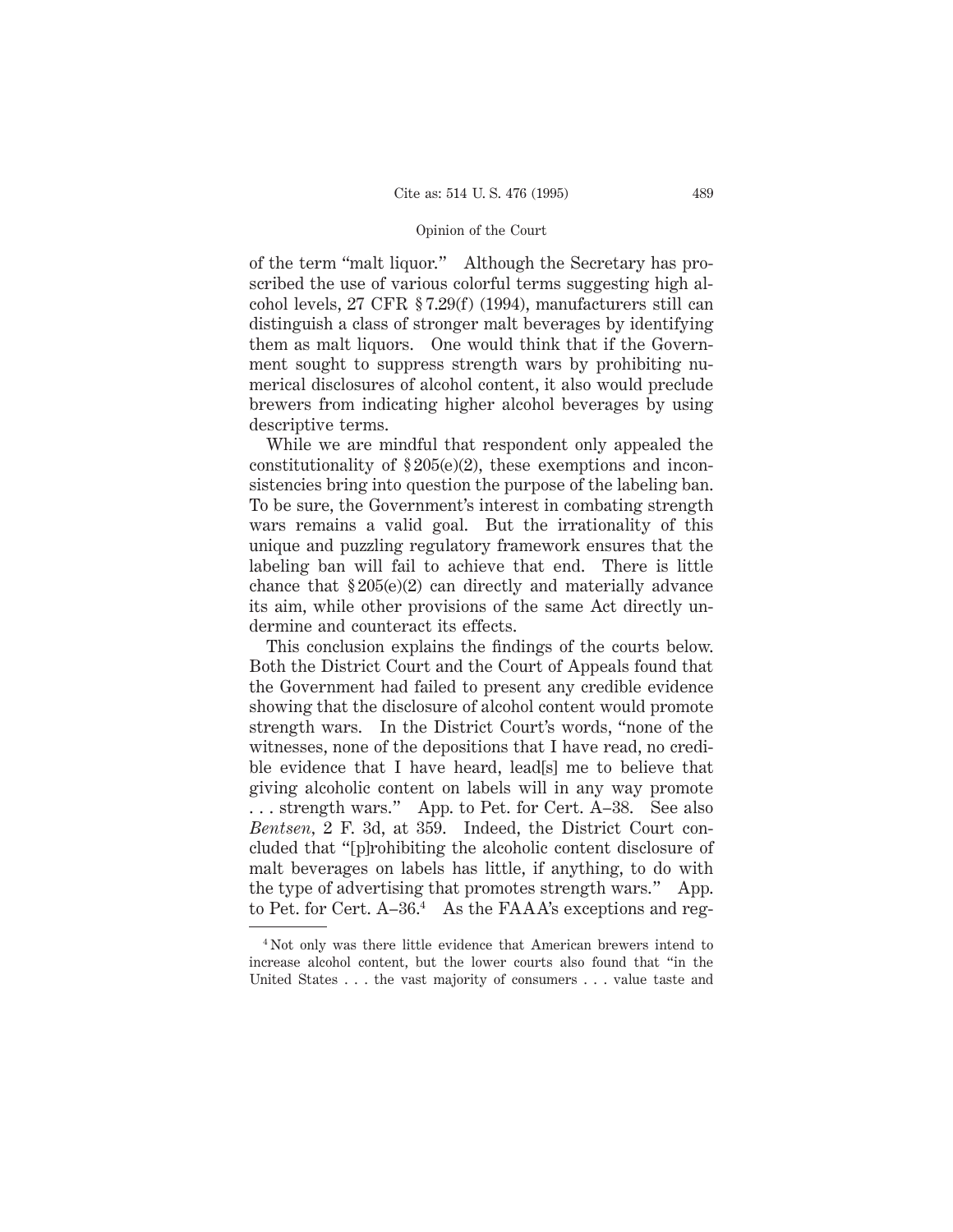of the term "malt liquor." Although the Secretary has proscribed the use of various colorful terms suggesting high alcohol levels, 27 CFR § 7.29(f) (1994), manufacturers still can distinguish a class of stronger malt beverages by identifying them as malt liquors. One would think that if the Government sought to suppress strength wars by prohibiting numerical disclosures of alcohol content, it also would preclude brewers from indicating higher alcohol beverages by using descriptive terms.

While we are mindful that respondent only appealed the constitutionality of § 205(e)(2), these exemptions and inconsistencies bring into question the purpose of the labeling ban. To be sure, the Government's interest in combating strength wars remains a valid goal. But the irrationality of this unique and puzzling regulatory framework ensures that the labeling ban will fail to achieve that end. There is little chance that § 205(e)(2) can directly and materially advance its aim, while other provisions of the same Act directly undermine and counteract its effects.

This conclusion explains the findings of the courts below. Both the District Court and the Court of Appeals found that the Government had failed to present any credible evidence showing that the disclosure of alcohol content would promote strength wars. In the District Court's words, "none of the witnesses, none of the depositions that I have read, no credible evidence that I have heard, lead[s] me to believe that giving alcoholic content on labels will in any way promote . . . strength wars." App. to Pet. for Cert. A–38. See also *Bentsen*, 2 F. 3d, at 359. Indeed, the District Court concluded that "[p]rohibiting the alcoholic content disclosure of malt beverages on labels has little, if anything, to do with the type of advertising that promotes strength wars." App. to Pet. for Cert. A–36.[4] As the FAAA's exceptions and reg-

---

[4] Not only was there little evidence that American brewers intend to increase alcohol content, but the lower courts also found that "in the United States . . . the vast majority of consumers . . . value taste and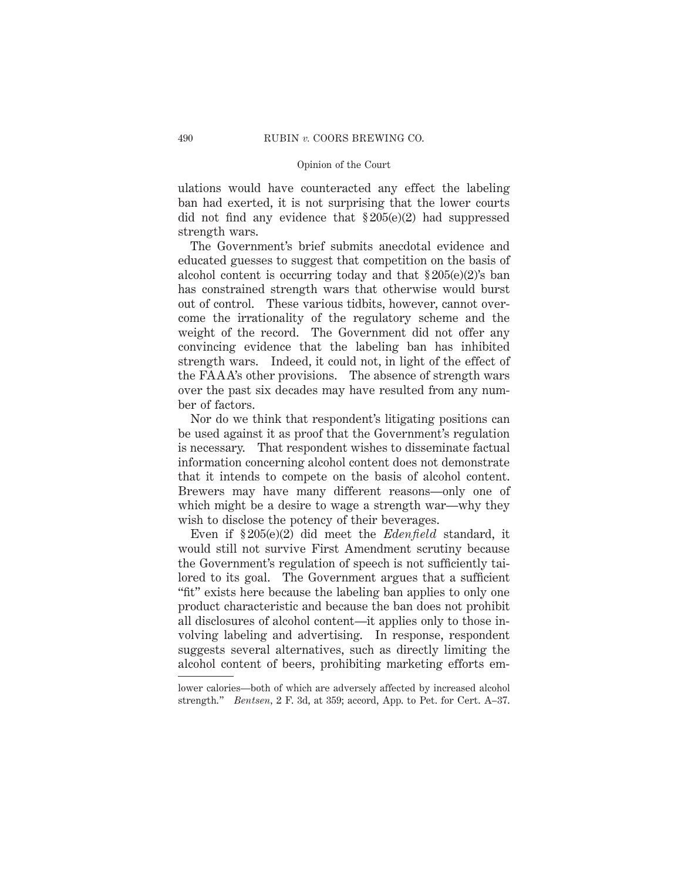ulations would have counteracted any effect the labeling ban had exerted, it is not surprising that the lower courts did not find any evidence that § 205(e)(2) had suppressed strength wars.

The Government's brief submits anecdotal evidence and educated guesses to suggest that competition on the basis of alcohol content is occurring today and that § 205(e)(2)'s ban has constrained strength wars that otherwise would burst out of control. These various tidbits, however, cannot overcome the irrationality of the regulatory scheme and the weight of the record. The Government did not offer any convincing evidence that the labeling ban has inhibited strength wars. Indeed, it could not, in light of the effect of the FAAA's other provisions. The absence of strength wars over the past six decades may have resulted from any number of factors.

Nor do we think that respondent's litigating positions can be used against it as proof that the Government's regulation is necessary. That respondent wishes to disseminate factual information concerning alcohol content does not demonstrate that it intends to compete on the basis of alcohol content. Brewers may have many different reasons—only one of which might be a desire to wage a strength war—why they wish to disclose the potency of their beverages.

Even if § 205(e)(2) did meet the *Edenfield* standard, it would still not survive First Amendment scrutiny because the Government's regulation of speech is not sufficiently tailored to its goal. The Government argues that a sufficient "fit" exists here because the labeling ban applies to only one product characteristic and because the ban does not prohibit all disclosures of alcohol content—it applies only to those involving labeling and advertising. In response, respondent suggests several alternatives, such as directly limiting the alcohol content of beers, prohibiting marketing efforts em-

---

lower calories—both of which are adversely affected by increased alcohol strength." *Bentsen*, 2 F. 3d, at 359; accord, App. to Pet. for Cert. A–37.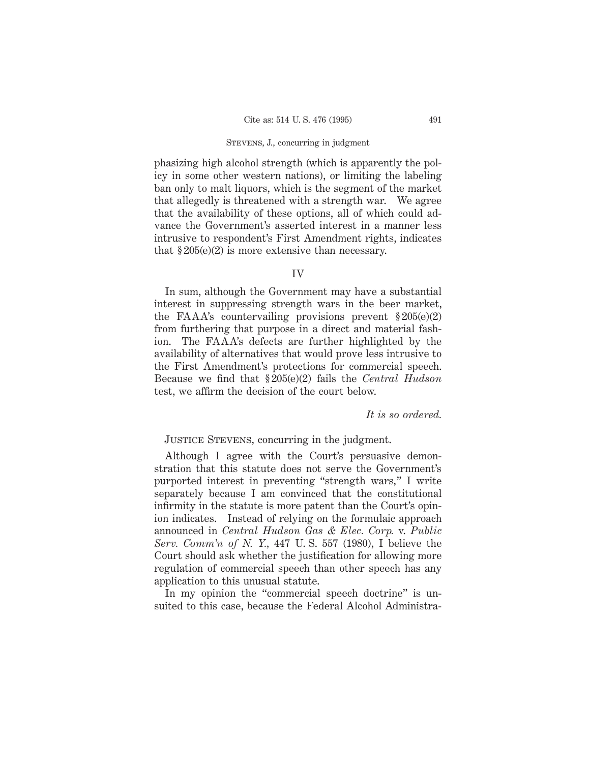phasizing high alcohol strength (which is apparently the policy in some other western nations), or limiting the labeling ban only to malt liquors, which is the segment of the market that allegedly is threatened with a strength war. We agree that the availability of these options, all of which could advance the Government's asserted interest in a manner less intrusive to respondent's First Amendment rights, indicates that § 205(e)(2) is more extensive than necessary.

## IV

In sum, although the Government may have a substantial interest in suppressing strength wars in the beer market, the FAAA's countervailing provisions prevent § 205(e)(2) from furthering that purpose in a direct and material fashion. The FAAA's defects are further highlighted by the availability of alternatives that would prove less intrusive to the First Amendment's protections for commercial speech. Because we find that § 205(e)(2) fails the *Central Hudson* test, we affirm the decision of the court below.

*It is so ordered.*

JUSTICE STEVENS, concurring in the judgment.

Although I agree with the Court's persuasive demonstration that this statute does not serve the Government's purported interest in preventing "strength wars," I write separately because I am convinced that the constitutional infirmity in the statute is more patent than the Court's opinion indicates. Instead of relying on the formulaic approach announced in *Central Hudson Gas & Elec. Corp.* v. *Public Serv. Comm'n of N. Y.*, 447 U. S. 557 (1980), I believe the Court should ask whether the justification for allowing more regulation of commercial speech than other speech has any application to this unusual statute.

In my opinion the "commercial speech doctrine" is unsuited to this case, because the Federal Alcohol Administra-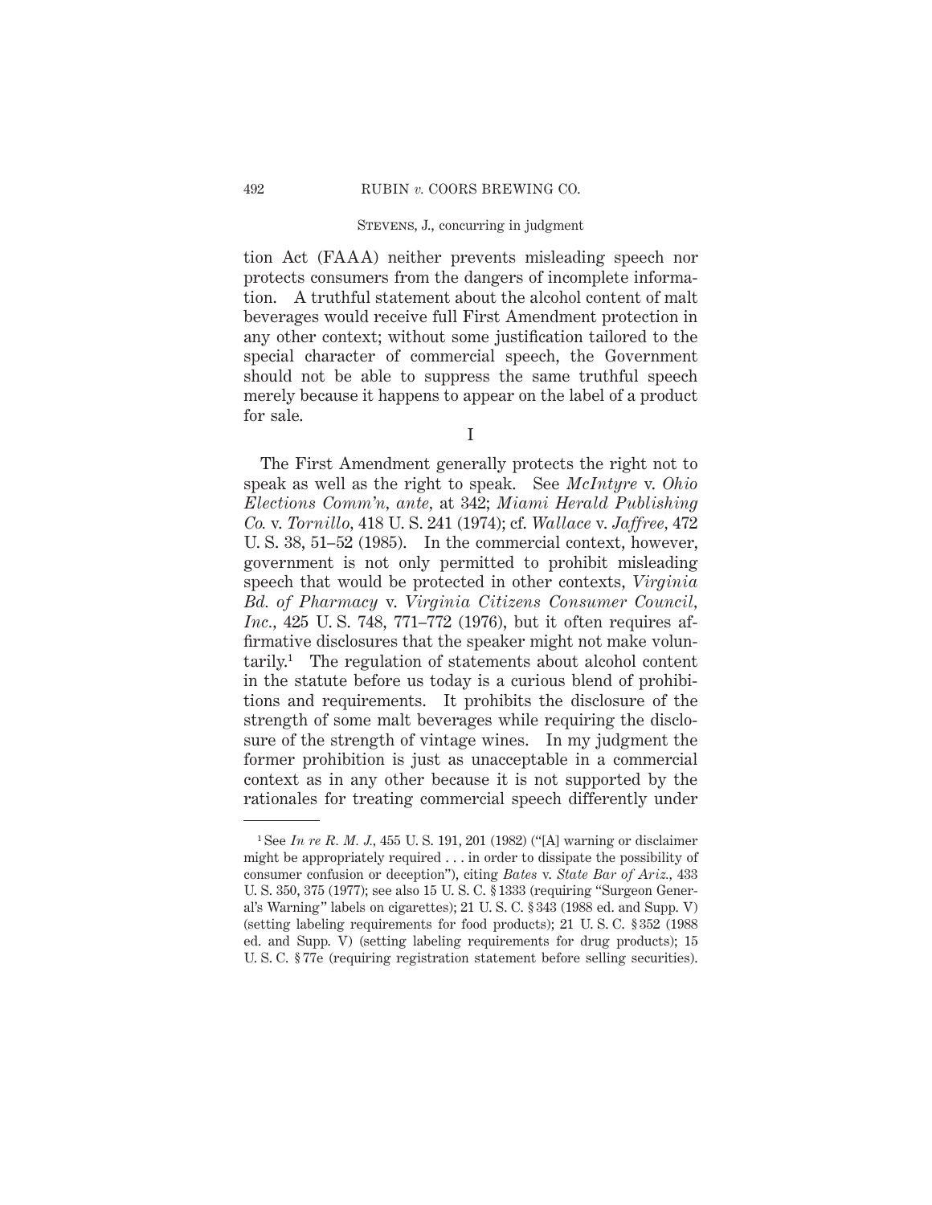tion Act (FAAA) neither prevents misleading speech nor protects consumers from the dangers of incomplete information. A truthful statement about the alcohol content of malt beverages would receive full First Amendment protection in any other context; without some justification tailored to the special character of commercial speech, the Government should not be able to suppress the same truthful speech merely because it happens to appear on the label of a product for sale.

## I

The First Amendment generally protects the right not to speak as well as the right to speak. See *McIntyre* v. *Ohio Elections Comm'n, ante,* at 342; *Miami Herald Publishing Co.* v. *Tornillo,* 418 U. S. 241 (1974); cf. *Wallace* v. *Jaffree,* 472 U. S. 38, 51–52 (1985). In the commercial context, however, government is not only permitted to prohibit misleading speech that would be protected in other contexts, *Virginia Bd. of Pharmacy* v. *Virginia Citizens Consumer Council, Inc.,* 425 U. S. 748, 771–772 (1976), but it often requires affirmative disclosures that the speaker might not make voluntarily.[1] The regulation of statements about alcohol content in the statute before us today is a curious blend of prohibitions and requirements. It prohibits the disclosure of the strength of some malt beverages while requiring the disclosure of the strength of vintage wines. In my judgment the former prohibition is just as unacceptable in a commercial context as in any other because it is not supported by the rationales for treating commercial speech differently under

---

[1] See *In re R. M. J.,* 455 U. S. 191, 201 (1982) ("[A] warning or disclaimer might be appropriately required . . . in order to dissipate the possibility of consumer confusion or deception"), citing *Bates* v. *State Bar of Ariz.,* 433 U. S. 350, 375 (1977); see also 15 U. S. C. § 1333 (requiring "Surgeon General's Warning" labels on cigarettes); 21 U. S. C. § 343 (1988 ed. and Supp. V) (setting labeling requirements for food products); 21 U. S. C. § 352 (1988 ed. and Supp. V) (setting labeling requirements for drug products); 15 U. S. C. § 77e (requiring registration statement before selling securities).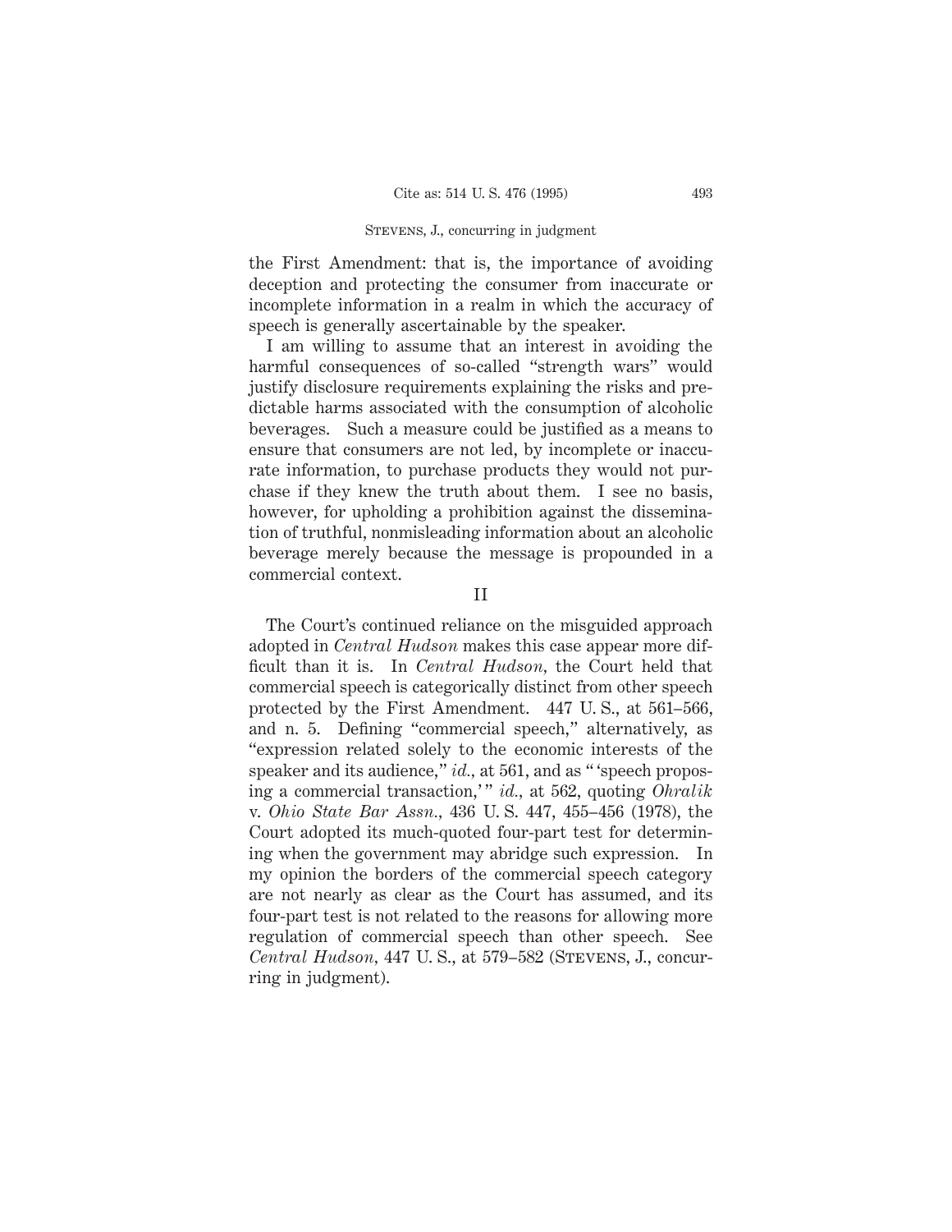the First Amendment: that is, the importance of avoiding deception and protecting the consumer from inaccurate or incomplete information in a realm in which the accuracy of speech is generally ascertainable by the speaker.

I am willing to assume that an interest in avoiding the harmful consequences of so-called "strength wars" would justify disclosure requirements explaining the risks and predictable harms associated with the consumption of alcoholic beverages. Such a measure could be justified as a means to ensure that consumers are not led, by incomplete or inaccurate information, to purchase products they would not purchase if they knew the truth about them. I see no basis, however, for upholding a prohibition against the dissemination of truthful, nonmisleading information about an alcoholic beverage merely because the message is propounded in a commercial context.

II

The Court's continued reliance on the misguided approach adopted in *Central Hudson* makes this case appear more difficult than it is. In *Central Hudson,* the Court held that commercial speech is categorically distinct from other speech protected by the First Amendment. 447 U. S., at 561–566, and n. 5. Defining "commercial speech," alternatively, as "expression related solely to the economic interests of the speaker and its audience," *id.,* at 561, and as " 'speech proposing a commercial transaction,' " *id.,* at 562, quoting *Ohralik* v. *Ohio State Bar Assn.,* 436 U. S. 447, 455–456 (1978), the Court adopted its much-quoted four-part test for determining when the government may abridge such expression. In my opinion the borders of the commercial speech category are not nearly as clear as the Court has assumed, and its four-part test is not related to the reasons for allowing more regulation of commercial speech than other speech. See *Central Hudson,* 447 U. S., at 579–582 (Stevens, J., concurring in judgment).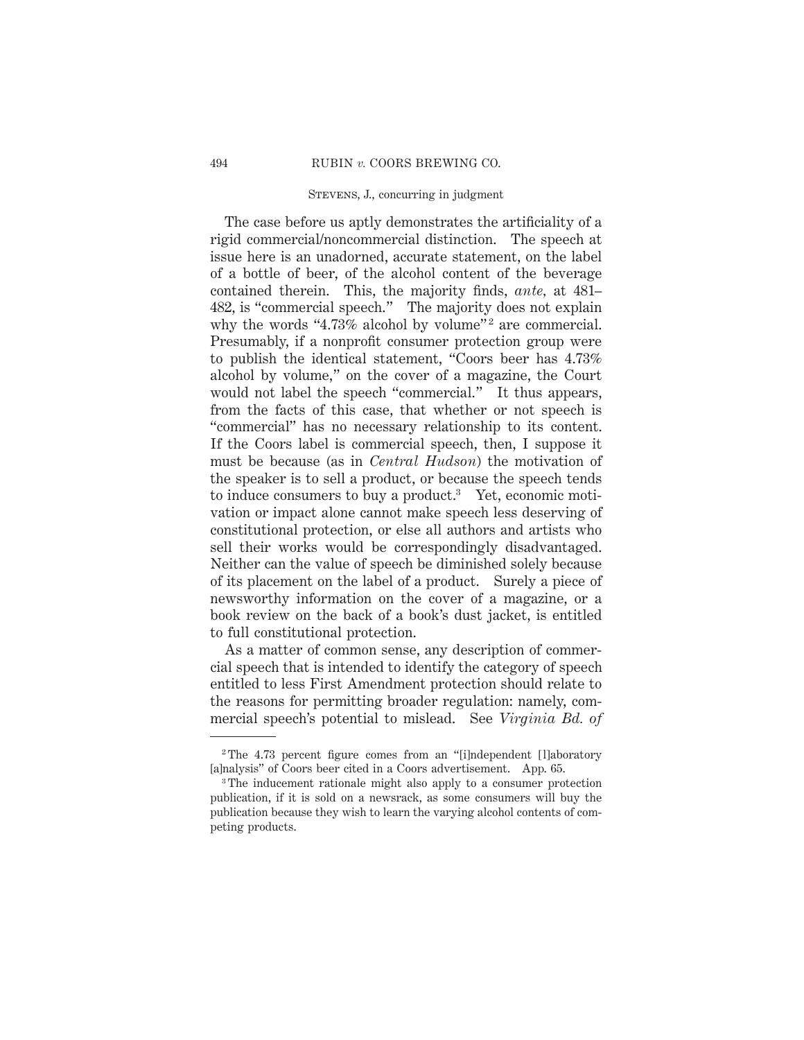The case before us aptly demonstrates the artificiality of a rigid commercial/noncommercial distinction. The speech at issue here is an unadorned, accurate statement, on the label of a bottle of beer, of the alcohol content of the beverage contained therein. This, the majority finds, *ante,* at 481–482, is "commercial speech." The majority does not explain why the words "4.73% alcohol by volume"[2] are commercial. Presumably, if a nonprofit consumer protection group were to publish the identical statement, "Coors beer has 4.73% alcohol by volume," on the cover of a magazine, the Court would not label the speech "commercial." It thus appears, from the facts of this case, that whether or not speech is "commercial" has no necessary relationship to its content. If the Coors label is commercial speech, then, I suppose it must be because (as in *Central Hudson*) the motivation of the speaker is to sell a product, or because the speech tends to induce consumers to buy a product.[3] Yet, economic motivation or impact alone cannot make speech less deserving of constitutional protection, or else all authors and artists who sell their works would be correspondingly disadvantaged. Neither can the value of speech be diminished solely because of its placement on the label of a product. Surely a piece of newsworthy information on the cover of a magazine, or a book review on the back of a book's dust jacket, is entitled to full constitutional protection.

As a matter of common sense, any description of commercial speech that is intended to identify the category of speech entitled to less First Amendment protection should relate to the reasons for permitting broader regulation: namely, commercial speech's potential to mislead. See *Virginia Bd. of*

---

[2] The 4.73 percent figure comes from an "[i]ndependent [l]aboratory [a]nalysis" of Coors beer cited in a Coors advertisement. App. 65.

[3] The inducement rationale might also apply to a consumer protection publication, if it is sold on a newsrack, as some consumers will buy the publication because they wish to learn the varying alcohol contents of competing products.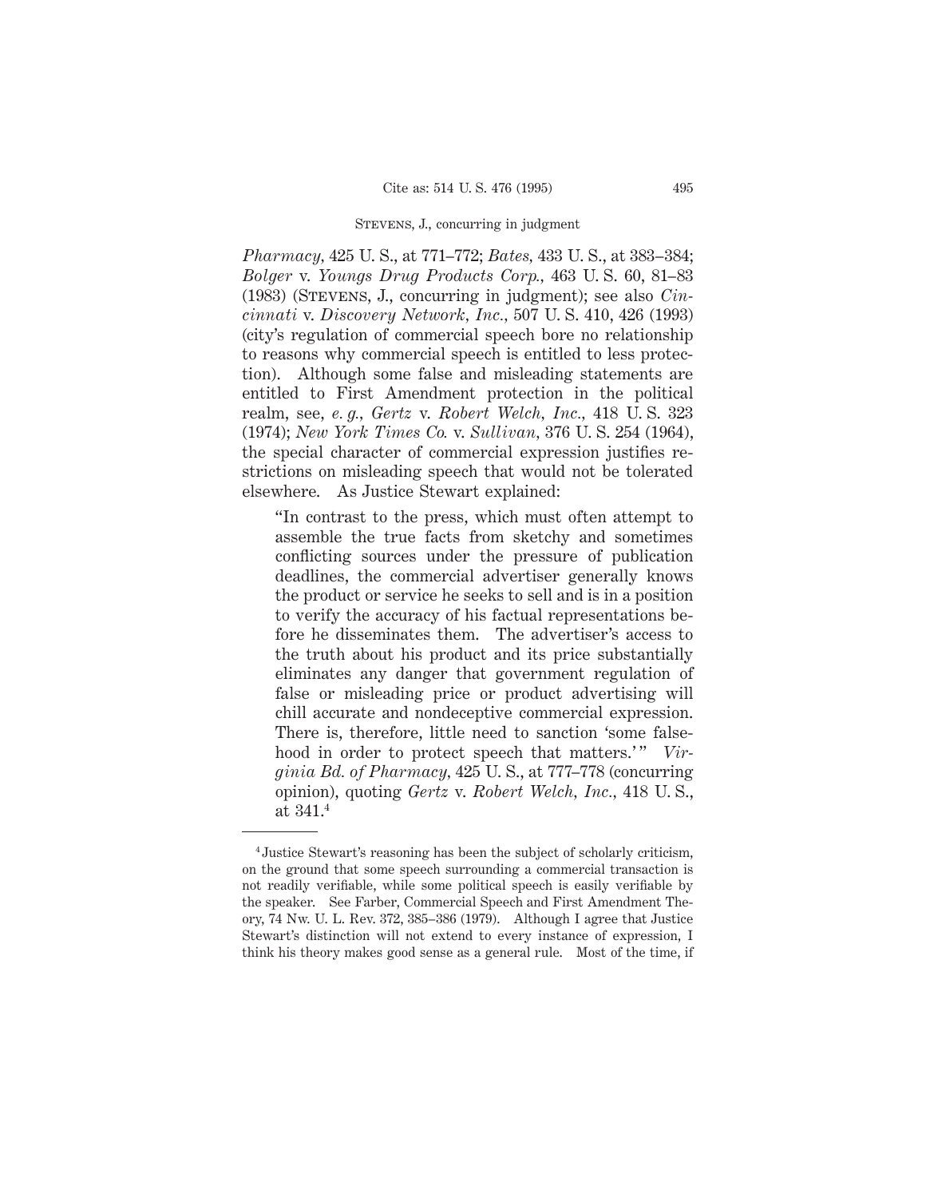*Pharmacy*, 425 U. S., at 771–772; *Bates*, 433 U. S., at 383–384; *Bolger* v. *Youngs Drug Products Corp.*, 463 U. S. 60, 81–83 (1983) (STEVENS, J., concurring in judgment); see also *Cincinnati* v. *Discovery Network, Inc.*, 507 U. S. 410, 426 (1993) (city's regulation of commercial speech bore no relationship to reasons why commercial speech is entitled to less protection). Although some false and misleading statements are entitled to First Amendment protection in the political realm, see, *e. g.*, *Gertz* v. *Robert Welch, Inc.*, 418 U. S. 323 (1974); *New York Times Co.* v. *Sullivan*, 376 U. S. 254 (1964), the special character of commercial expression justifies restrictions on misleading speech that would not be tolerated elsewhere. As Justice Stewart explained:

> "In contrast to the press, which must often attempt to assemble the true facts from sketchy and sometimes conflicting sources under the pressure of publication deadlines, the commercial advertiser generally knows the product or service he seeks to sell and is in a position to verify the accuracy of his factual representations before he disseminates them. The advertiser's access to the truth about his product and its price substantially eliminates any danger that government regulation of false or misleading price or product advertising will chill accurate and nondeceptive commercial expression. There is, therefore, little need to sanction 'some falsehood in order to protect speech that matters.'" *Virginia Bd. of Pharmacy*, 425 U. S., at 777–778 (concurring opinion), quoting *Gertz* v. *Robert Welch, Inc.*, 418 U. S., at 341.[4]

[4] Justice Stewart's reasoning has been the subject of scholarly criticism, on the ground that some speech surrounding a commercial transaction is not readily verifiable, while some political speech is easily verifiable by the speaker. See Farber, Commercial Speech and First Amendment Theory, 74 Nw. U. L. Rev. 372, 385–386 (1979). Although I agree that Justice Stewart's distinction will not extend to every instance of expression, I think his theory makes good sense as a general rule. Most of the time, if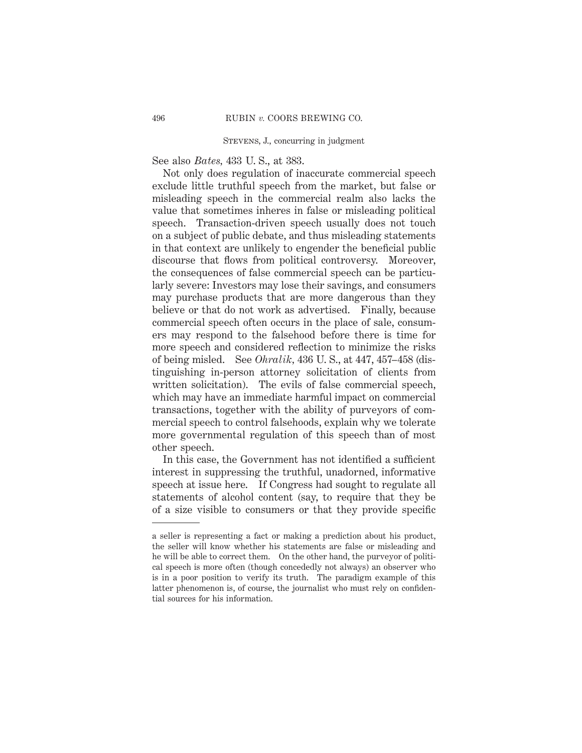See also *Bates*, 433 U. S., at 383.

Not only does regulation of inaccurate commercial speech exclude little truthful speech from the market, but false or misleading speech in the commercial realm also lacks the value that sometimes inheres in false or misleading political speech. Transaction-driven speech usually does not touch on a subject of public debate, and thus misleading statements in that context are unlikely to engender the beneficial public discourse that flows from political controversy. Moreover, the consequences of false commercial speech can be particularly severe: Investors may lose their savings, and consumers may purchase products that are more dangerous than they believe or that do not work as advertised. Finally, because commercial speech often occurs in the place of sale, consumers may respond to the falsehood before there is time for more speech and considered reflection to minimize the risks of being misled. See *Ohralik*, 436 U. S., at 447, 457–458 (distinguishing in-person attorney solicitation of clients from written solicitation). The evils of false commercial speech, which may have an immediate harmful impact on commercial transactions, together with the ability of purveyors of commercial speech to control falsehoods, explain why we tolerate more governmental regulation of this speech than of most other speech.

In this case, the Government has not identified a sufficient interest in suppressing the truthful, unadorned, informative speech at issue here. If Congress had sought to regulate all statements of alcohol content (say, to require that they be of a size visible to consumers or that they provide specific

---

a seller is representing a fact or making a prediction about his product, the seller will know whether his statements are false or misleading and he will be able to correct them. On the other hand, the purveyor of political speech is more often (though concededly not always) an observer who is in a poor position to verify its truth. The paradigm example of this latter phenomenon is, of course, the journalist who must rely on confidential sources for his information.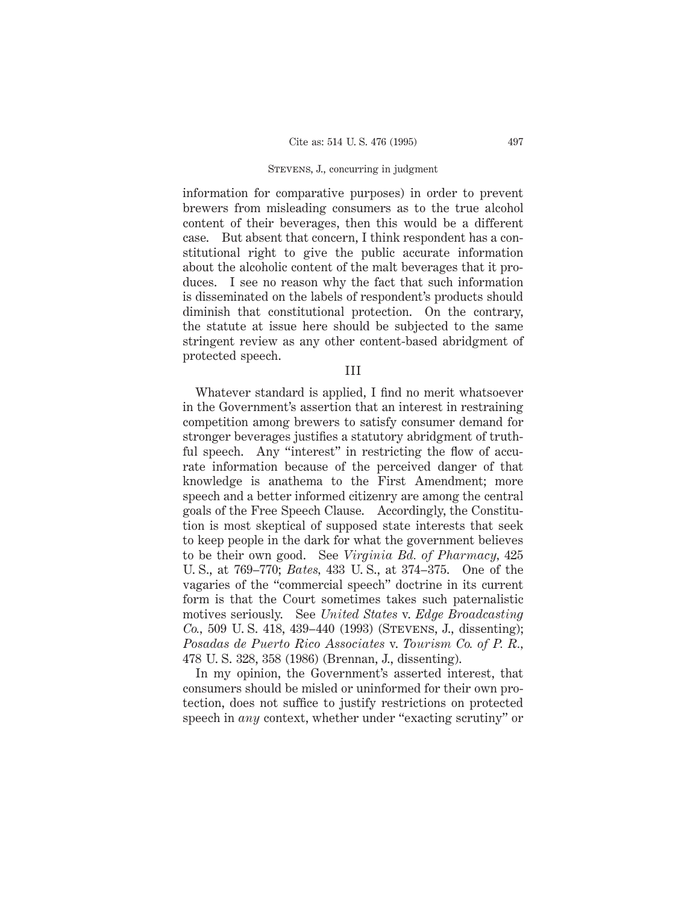information for comparative purposes) in order to prevent brewers from misleading consumers as to the true alcohol content of their beverages, then this would be a different case. But absent that concern, I think respondent has a constitutional right to give the public accurate information about the alcoholic content of the malt beverages that it produces. I see no reason why the fact that such information is disseminated on the labels of respondent's products should diminish that constitutional protection. On the contrary, the statute at issue here should be subjected to the same stringent review as any other content-based abridgment of protected speech.

III

Whatever standard is applied, I find no merit whatsoever in the Government's assertion that an interest in restraining competition among brewers to satisfy consumer demand for stronger beverages justifies a statutory abridgment of truthful speech. Any "interest" in restricting the flow of accurate information because of the perceived danger of that knowledge is anathema to the First Amendment; more speech and a better informed citizenry are among the central goals of the Free Speech Clause. Accordingly, the Constitution is most skeptical of supposed state interests that seek to keep people in the dark for what the government believes to be their own good. See *Virginia Bd. of Pharmacy*, 425 U. S., at 769–770; *Bates*, 433 U. S., at 374–375. One of the vagaries of the "commercial speech" doctrine in its current form is that the Court sometimes takes such paternalistic motives seriously. See *United States* v. *Edge Broadcasting Co.*, 509 U. S. 418, 439–440 (1993) (Stevens, J., dissenting); *Posadas de Puerto Rico Associates* v. *Tourism Co. of P. R.*, 478 U. S. 328, 358 (1986) (Brennan, J., dissenting).

In my opinion, the Government's asserted interest, that consumers should be misled or uninformed for their own protection, does not suffice to justify restrictions on protected speech in *any* context, whether under "exacting scrutiny" or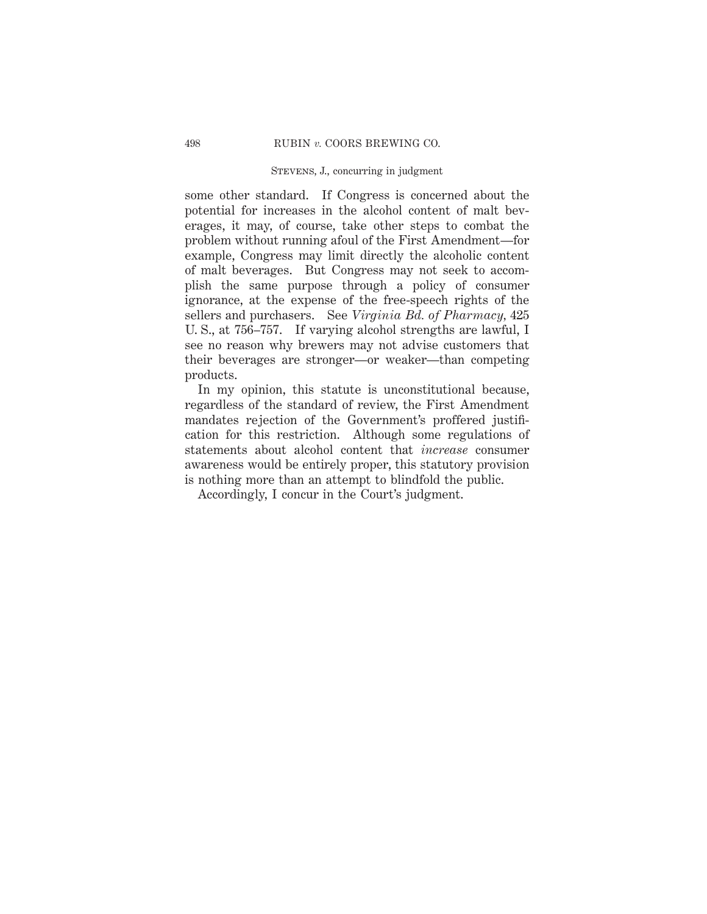some other standard. If Congress is concerned about the potential for increases in the alcohol content of malt beverages, it may, of course, take other steps to combat the problem without running afoul of the First Amendment—for example, Congress may limit directly the alcoholic content of malt beverages. But Congress may not seek to accomplish the same purpose through a policy of consumer ignorance, at the expense of the free-speech rights of the sellers and purchasers. See *Virginia Bd. of Pharmacy,* 425 U. S., at 756–757. If varying alcohol strengths are lawful, I see no reason why brewers may not advise customers that their beverages are stronger—or weaker—than competing products.

In my opinion, this statute is unconstitutional because, regardless of the standard of review, the First Amendment mandates rejection of the Government's proffered justification for this restriction. Although some regulations of statements about alcohol content that *increase* consumer awareness would be entirely proper, this statutory provision is nothing more than an attempt to blindfold the public.

Accordingly, I concur in the Court's judgment.